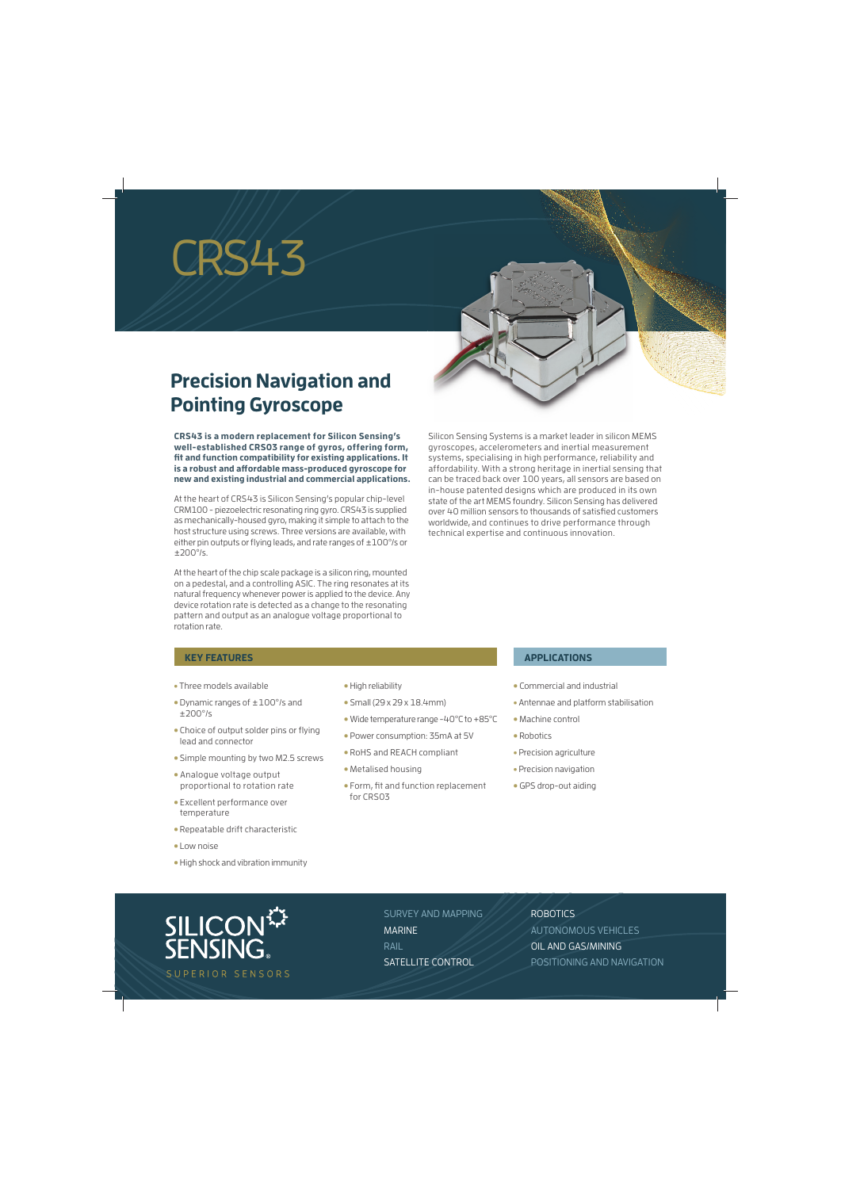# CRS43

## Precision Navigation and Pointing Gyroscope

**CRS43 is a modern replacement for Silicon Sensing's well-established CRS03 range of gyros, offering form, fit and function compatibility for existing applications. It is a robust and affordable mass-produced gyroscope for new and existing industrial and commercial applications.**

At the heart of CRS43 is Silicon Sensing's popular chip-level CRM100 - piezoelectric resonating ring gyro. CRS43 is supplied as mechanically-housed gyro, making it simple to attach to the host structure using screws. Three versions are available, with either pin outputs or flying leads, and rate ranges of ±100°/s or ±200°/s.

At the heart of the chip scale package is a silicon ring, mounted on a pedestal, and a controlling ASIC. The ring resonates at its natural frequency whenever power is applied to the device. Any device rotation rate is detected as a change to the resonating pattern and output as an analogue voltage proportional to rotation rate.

Silicon Sensing Systems is a market leader in silicon MEMS gyroscopes, accelerometers and inertial measurement systems, specialising in high performance, reliability and affordability. With a strong heritage in inertial sensing that can be traced back over 100 years, all sensors are based on in-house patented designs which are produced in its own state of the art MEMS foundry. Silicon Sensing has delivered over 40 million sensors to thousands of satisfied customers worldwide, and continues to drive performance through technical expertise and continuous innovation.

### KEY FEATURES

- Three models available
- Dynamic ranges of ±100°/s and ±200°/s
- Choice of output solder pins or flying lead and connector
- Simple mounting by two M2.5 screws
- Analogue voltage output proportional to rotation rate
- Excellent performance over temperature
- Repeatable drift characteristic
- Low noise
- High shock and vibration immunity
- High reliability
- Small (29 x 29 x 18.4mm)
- Wide temperature range -40°C to +85°C
- Power consumption: 35mA at 5V
- RoHS and REACH compliant
- Metalised housing
- Form, fit and function replacement for CRS03

### APPLICATIONS

- Commercial and industrial
- Antennae and platform stabilisation
- Machine control
- Robotics
- Precision agriculture
- Precision navigation
- GPS drop-out aiding

SILICON SENSING
SUPERIOR SENSORS

SURVEY AND MAPPING
MARINE
RAIL
SATELLITE CONTROL
ROBOTICS
AUTONOMOUS VEHICLES
OIL AND GAS/MINING
POSITIONING AND NAVIGATION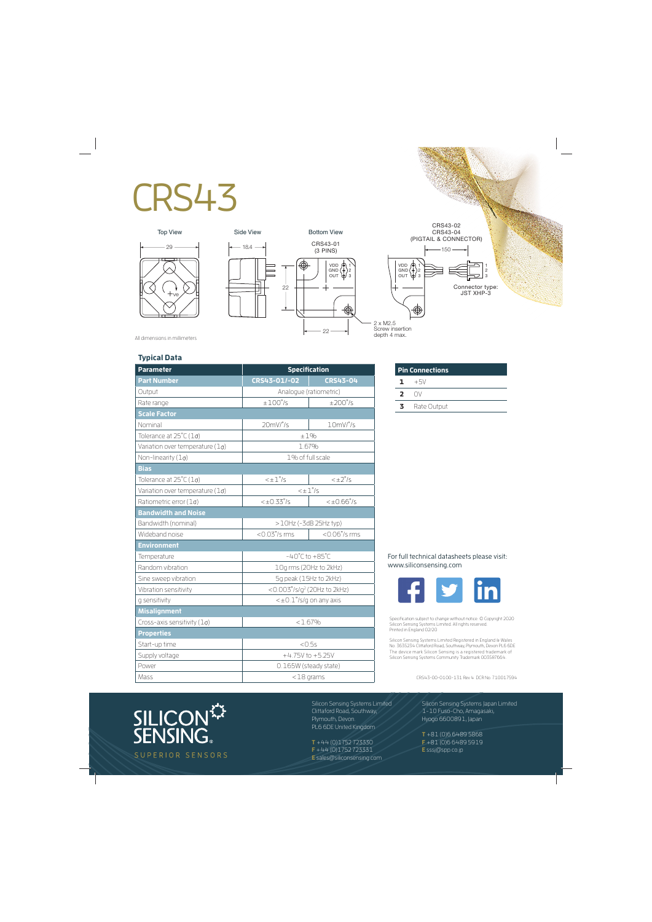# CRS43

Top View

29

+ve

Side View

18.4

Bottom View

CRS43-01
(3 PINS)

VDD
GND
OUT

1
2
3

22

22

CRS43-02
CRS43-04
(PIGTAIL & CONNECTOR)

150

VDD
GND
OUT

1
2
3

1
2
3

Connector type:
JST XHP-3

2 x M2.5
Screw insertion
depth 4 max.

All dimensions in millimeters

### Typical Data

| Parameter | Specification | |
|---|---|---|
| **Part Number** | **CRS43-01/-02** | **CRS43-04** |
| Output | Analogue (ratiometric) | |
| Rate range | ±100°/s | ±200°/s |
| **Scale Factor** | | |
| Nominal | 20mV/°/s | 10mV/°/s |
| Tolerance at 25°C (1σ) | ±1% | |
| Variation over temperature (1σ) | 1.67% | |
| Non-linearity (1σ) | 1% of full scale | |
| **Bias** | | |
| Tolerance at 25°C (1σ) | <±1°/s | <±2°/s |
| Variation over temperature (1σ) | <±1°/s | |
| Ratiometric error (1σ) | <±0.33°/s | <±0.66°/s |
| **Bandwidth and Noise** | | |
| Bandwidth (nominal) | >10Hz (-3dB 25Hz typ) | |
| Wideband noise | <0.03°/s rms | <0.06°/s rms |
| **Environment** | | |
| Temperature | -40°C to +85°C | |
| Random vibration | 10g rms (20Hz to 2kHz) | |
| Sine sweep vibration | 5g peak (15Hz to 2kHz) | |
| Vibration sensitivity | <0.003°/s/g² (20Hz to 2kHz) | |
| g sensitivity | <±0.1°/s/g on any axis | |
| **Misalignment** | | |
| Cross-axis sensitivity (1σ) | <1.67% | |
| **Properties** | | |
| Start-up time | <0.5s | |
| Supply voltage | +4.75V to +5.25V | |
| Power | 0.165W (steady state) | |
| Mass | <18 grams | |

| Pin Connections | |
|---|---|
| **1** | +5V |
| **2** | 0V |
| **3** | Rate Output |

For full technical datasheets please visit:
www.siliconsensing.com

Specification subject to change without notice. © Copyright 2020 Silicon Sensing Systems Limited. All rights reserved. Printed in England 02/20.

Silicon Sensing Systems Limited Registered in England & Wales No. 3635234 Clittaford Road, Southway, Plymouth, Devon PL6 6DE. The device mark Silicon Sensing is a registered trademark of Silicon Sensing Systems Community Trademark 003587664.

CRS43-00-0100-131 Rev 4 DCR No. 710017594

SILICON SENSING

SUPERIOR SENSORS

Silicon Sensing Systems Limited
Clittaford Road, Southway,
Plymouth, Devon
PL6 6DE United Kingdom

T +44 (0)1752 723330
F +44 (0)1752 723331
E sales@siliconsensing.com

Silicon Sensing Systems Japan Limited
1-10 Fuso-Cho, Amagasaki,
Hyogo 6600891, Japan

T +81 (0)6 6489 5868
F +81 (0)6 6489 5919
E sssj@spp.co.jp